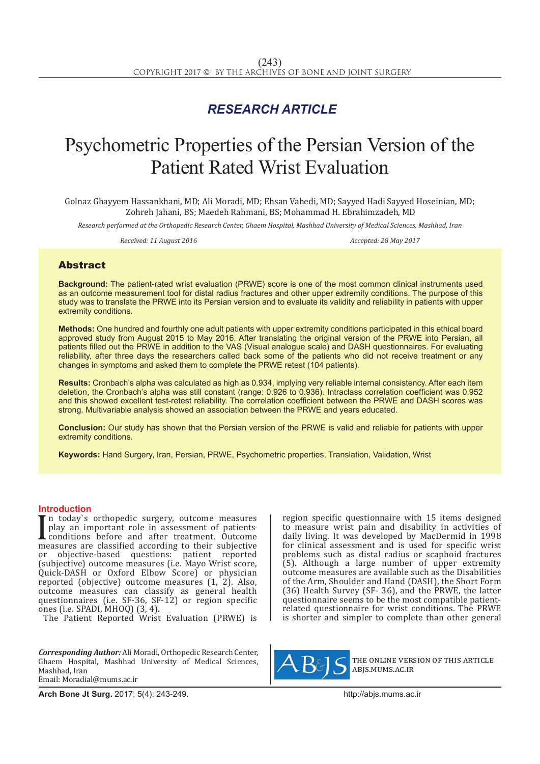*RESEARCH ARTICLE*

# Psychometric Properties of the Persian Version of the Patient Rated Wrist Evaluation

Golnaz Ghayyem Hassankhani, MD; Ali Moradi, MD; Ehsan Vahedi, MD; Sayyed Hadi Sayyed Hoseinian, MD; Zohreh Jahani, BS; Maedeh Rahmani, BS; Mohammad H. Ebrahimzadeh, MD

*Research performed at the Orthopedic Research Center, Ghaem Hospital, Mashhad University of Medical Sciences, Mashhad, Iran*

*Received: 11 August 2016* *Accepted: 28 May 2017*

## Abstract

**Background:** The patient-rated wrist evaluation (PRWE) score is one of the most common clinical instruments used as an outcome measurement tool for distal radius fractures and other upper extremity conditions. The purpose of this study was to translate the PRWE into its Persian version and to evaluate its validity and reliability in patients with upper extremity conditions.

**Methods:** One hundred and fourthly one adult patients with upper extremity conditions participated in this ethical board approved study from August 2015 to May 2016. After translating the original version of the PRWE into Persian, all patients filled out the PRWE in addition to the VAS (Visual analogue scale) and DASH questionnaires. For evaluating reliability, after three days the researchers called back some of the patients who did not receive treatment or any changes in symptoms and asked them to complete the PRWE retest (104 patients).

**Results:** Cronbach's alpha was calculated as high as 0.934, implying very reliable internal consistency. After each item deletion, the Cronbach's alpha was still constant (range: 0.926 to 0.936). Intraclass correlation coefficient was 0.952 and this showed excellent test-retest reliability. The correlation coefficient between the PRWE and DASH scores was strong. Multivariable analysis showed an association between the PRWE and years educated.

**Conclusion:** Our study has shown that the Persian version of the PRWE is valid and reliable for patients with upper extremity conditions.

**Keywords:** Hand Surgery, Iran, Persian, PRWE, Psychometric properties, Translation, Validation, Wrist

## Introduction

In today`s orthopedic surgery, outcome measures play an important role in assessment of patients· conditions before and after treatment. Outcome measures are classified according to their subjective or objective-based questions: patient reported (subjective) outcome measures (i.e. Mayo Wrist score, Quick-DASH or Oxford Elbow Score) or physician reported (objective) outcome measures (1, 2). Also, outcome measures can classify as general health questionnaires (i.e. SF-36, SF-12) or region specific ones (i.e. SPADI, MHOQ) (3, 4).

The Patient Reported Wrist Evaluation (PRWE) is region specific questionnaire with 15 items designed to measure wrist pain and disability in activities of daily living. It was developed by MacDermid in 1998 for clinical assessment and is used for specific wrist problems such as distal radius or scaphoid fractures (5). Although a large number of upper extremity outcome measures are available such as the Disabilities of the Arm, Shoulder and Hand (DASH), the Short Form (36) Health Survey (SF- 36), and the PRWE, the latter questionnaire seems to be the most compatible patient-related questionnaire for wrist conditions. The PRWE is shorter and simpler to complete than other general

***Corresponding Author:*** Ali Moradi, Orthopedic Research Center, Ghaem Hospital, Mashhad University of Medical Sciences, Mashhad, Iran
Email: Moradial@mums.ac.ir

THE ONLINE VERSION OF THIS ARTICLE ABJS.MUMS.AC.IR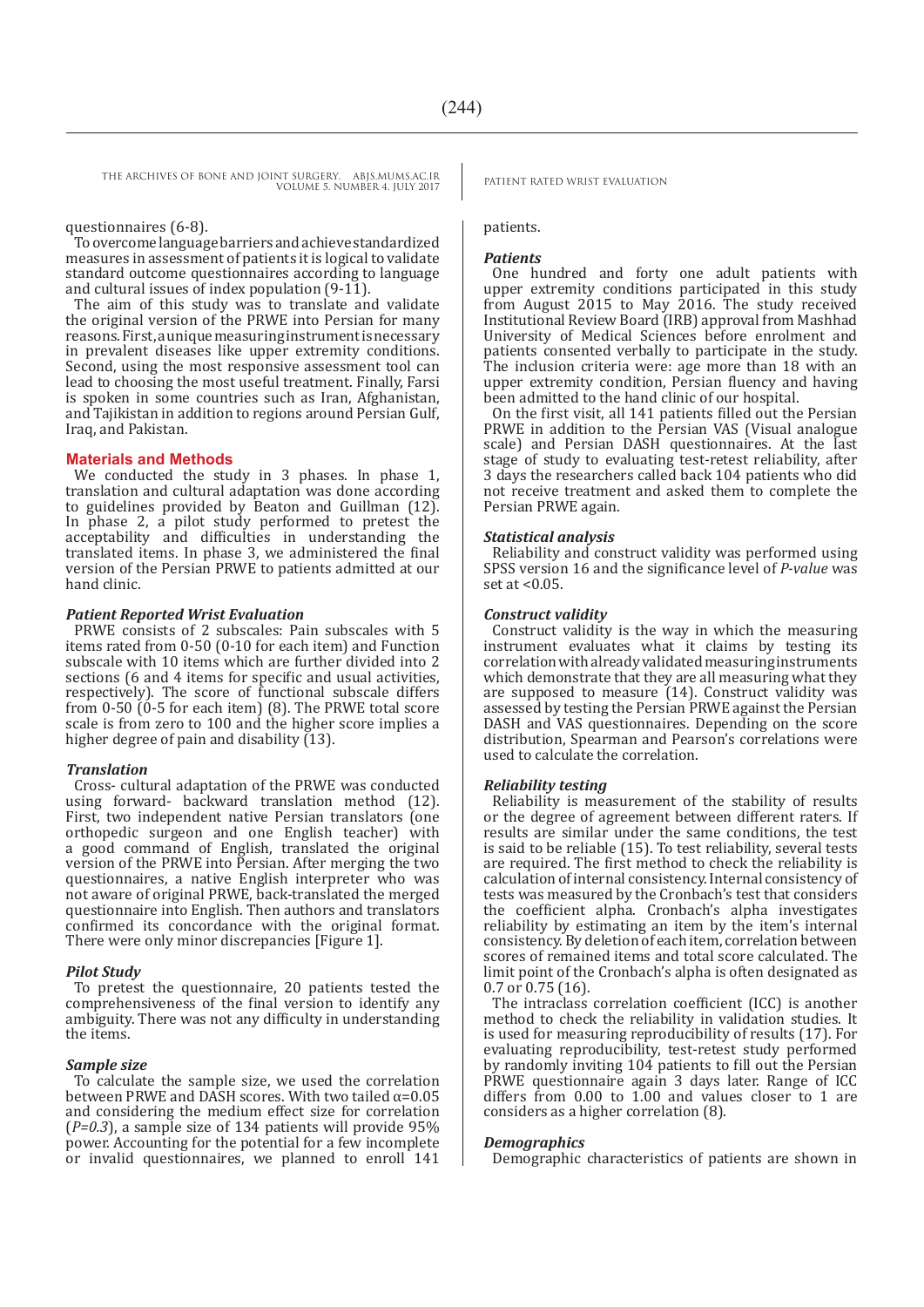questionnaires (6-8).

To overcome language barriers and achieve standardized measures in assessment of patients it is logical to validate standard outcome questionnaires according to language and cultural issues of index population (9-11).

The aim of this study was to translate and validate the original version of the PRWE into Persian for many reasons. First, a unique measuring instrument is necessary in prevalent diseases like upper extremity conditions. Second, using the most responsive assessment tool can lead to choosing the most useful treatment. Finally, Farsi is spoken in some countries such as Iran, Afghanistan, and Tajikistan in addition to regions around Persian Gulf, Iraq, and Pakistan.

## Materials and Methods

We conducted the study in 3 phases. In phase 1, translation and cultural adaptation was done according to guidelines provided by Beaton and Guillman (12). In phase 2, a pilot study performed to pretest the acceptability and difficulties in understanding the translated items. In phase 3, we administered the final version of the Persian PRWE to patients admitted at our hand clinic.

### *Patient Reported Wrist Evaluation*

PRWE consists of 2 subscales: Pain subscales with 5 items rated from 0-50 (0-10 for each item) and Function subscale with 10 items which are further divided into 2 sections (6 and 4 items for specific and usual activities, respectively). The score of functional subscale differs from 0-50 (0-5 for each item) (8). The PRWE total score scale is from zero to 100 and the higher score implies a higher degree of pain and disability (13).

### *Translation*

Cross- cultural adaptation of the PRWE was conducted using forward- backward translation method (12). First, two independent native Persian translators (one orthopedic surgeon and one English teacher) with a good command of English, translated the original version of the PRWE into Persian. After merging the two questionnaires, a native English interpreter who was not aware of original PRWE, back-translated the merged questionnaire into English. Then authors and translators confirmed its concordance with the original format. There were only minor discrepancies [Figure 1].

### *Pilot Study*

To pretest the questionnaire, 20 patients tested the comprehensiveness of the final version to identify any ambiguity. There was not any difficulty in understanding the items.

### *Sample size*

To calculate the sample size, we used the correlation between PRWE and DASH scores. With two tailed $\alpha=0.05$ and considering the medium effect size for correlation ($P=0.3$), a sample size of 134 patients will provide 95% power. Accounting for the potential for a few incomplete or invalid questionnaires, we planned to enroll 141 patients.

### *Patients*

One hundred and forty one adult patients with upper extremity conditions participated in this study from August 2015 to May 2016. The study received Institutional Review Board (IRB) approval from Mashhad University of Medical Sciences before enrolment and patients consented verbally to participate in the study. The inclusion criteria were: age more than 18 with an upper extremity condition, Persian fluency and having been admitted to the hand clinic of our hospital.

On the first visit, all 141 patients filled out the Persian PRWE in addition to the Persian VAS (Visual analogue scale) and Persian DASH questionnaires. At the last stage of study to evaluating test-retest reliability, after 3 days the researchers called back 104 patients who did not receive treatment and asked them to complete the Persian PRWE again.

### *Statistical analysis*

Reliability and construct validity was performed using SPSS version 16 and the significance level of *P-value* was set at <0.05.

### *Construct validity*

Construct validity is the way in which the measuring instrument evaluates what it claims by testing its correlation with already validated measuring instruments which demonstrate that they are all measuring what they are supposed to measure (14). Construct validity was assessed by testing the Persian PRWE against the Persian DASH and VAS questionnaires. Depending on the score distribution, Spearman and Pearson's correlations were used to calculate the correlation.

### *Reliability testing*

Reliability is measurement of the stability of results or the degree of agreement between different raters. If results are similar under the same conditions, the test is said to be reliable (15). To test reliability, several tests are required. The first method to check the reliability is calculation of internal consistency. Internal consistency of tests was measured by the Cronbach's test that considers the coefficient alpha. Cronbach's alpha investigates reliability by estimating an item by the item's internal consistency. By deletion of each item, correlation between scores of remained items and total score calculated. The limit point of the Cronbach's alpha is often designated as 0.7 or 0.75 (16).

The intraclass correlation coefficient (ICC) is another method to check the reliability in validation studies. It is used for measuring reproducibility of results (17). For evaluating reproducibility, test-retest study performed by randomly inviting 104 patients to fill out the Persian PRWE questionnaire again 3 days later. Range of ICC differs from 0.00 to 1.00 and values closer to 1 are considers as a higher correlation (8).

### *Demographics*

Demographic characteristics of patients are shown in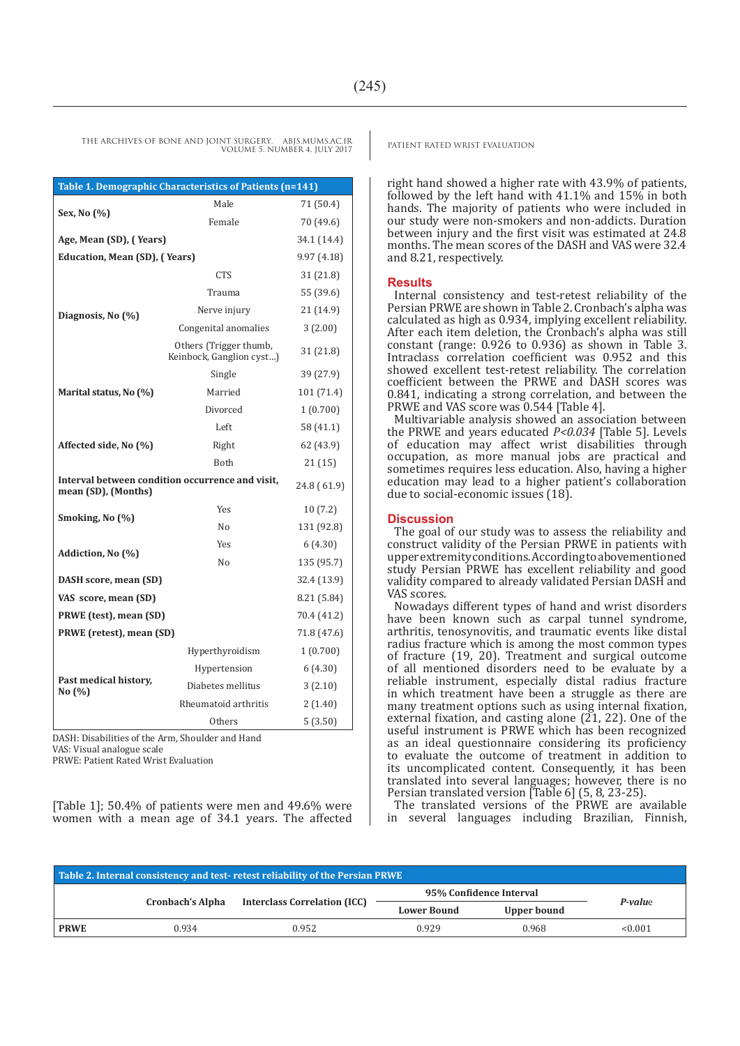| Table 1. Demographic Characteristics of Patients (n=141) | | |
|---|---|---|
| **Sex, No (%)** | Male | 71 (50.4) |
| | Female | 70 (49.6) |
| **Age, Mean (SD), ( Years)** | | 34.1 (14.4) |
| **Education, Mean (SD), ( Years)** | | 9.97 (4.18) |
| **Diagnosis, No (%)** | CTS | 31 (21.8) |
| | Trauma | 55 (39.6) |
| | Nerve injury | 21 (14.9) |
| | Congenital anomalies | 3 (2.00) |
| | Others (Trigger thumb, Keinbock, Ganglion cyst…) | 31 (21.8) |
| **Marital status, No (%)** | Single | 39 (27.9) |
| | Married | 101 (71.4) |
| | Divorced | 1 (0.700) |
| **Affected side, No (%)** | Left | 58 (41.1) |
| | Right | 62 (43.9) |
| | Both | 21 (15) |
| **Interval between condition occurrence and visit, mean (SD), (Months)** | | 24.8 ( 61.9) |
| **Smoking, No (%)** | Yes | 10 (7.2) |
| | No | 131 (92.8) |
| **Addiction, No (%)** | Yes | 6 (4.30) |
| | No | 135 (95.7) |
| **DASH score, mean (SD)** | | 32.4 (13.9) |
| **VAS score, mean (SD)** | | 8.21 (5.84) |
| **PRWE (test), mean (SD)** | | 70.4 (41.2) |
| **PRWE (retest), mean (SD)** | | 71.8 (47.6) |
| **Past medical history, No (%)** | Hyperthyroidism | 1 (0.700) |
| | Hypertension | 6 (4.30) |
| | Diabetes mellitus | 3 (2.10) |
| | Rheumatoid arthritis | 2 (1.40) |
| | Others | 5 (3.50) |

DASH: Disabilities of the Arm, Shoulder and Hand
VAS: Visual analogue scale
PRWE: Patient Rated Wrist Evaluation

[Table 1]; 50.4% of patients were men and 49.6% were women with a mean age of 34.1 years. The affected right hand showed a higher rate with 43.9% of patients, followed by the left hand with 41.1% and 15% in both hands. The majority of patients who were included in our study were non-smokers and non-addicts. Duration between injury and the first visit was estimated at 24.8 months. The mean scores of the DASH and VAS were 32.4 and 8.21, respectively.

## Results

Internal consistency and test-retest reliability of the Persian PRWE are shown in Table 2. Cronbach's alpha was calculated as high as 0.934, implying excellent reliability. After each item deletion, the Cronbach's alpha was still constant (range: 0.926 to 0.936) as shown in Table 3. Intraclass correlation coefficient was 0.952 and this showed excellent test-retest reliability. The correlation coefficient between the PRWE and DASH scores was 0.841, indicating a strong correlation, and between the PRWE and VAS score was 0.544 [Table 4].

Multivariable analysis showed an association between the PRWE and years educated *P<0.034* [Table 5]. Levels of education may affect wrist disabilities through occupation, as more manual jobs are practical and sometimes requires less education. Also, having a higher education may lead to a higher patient's collaboration due to social-economic issues (18).

## Discussion

The goal of our study was to assess the reliability and construct validity of the Persian PRWE in patients with upper extremity conditions. According to abovementioned study Persian PRWE has excellent reliability and good validity compared to already validated Persian DASH and VAS scores.

Nowadays different types of hand and wrist disorders have been known such as carpal tunnel syndrome, arthritis, tenosynovitis, and traumatic events like distal radius fracture which is among the most common types of fracture (19, 20). Treatment and surgical outcome of all mentioned disorders need to be evaluate by a reliable instrument, especially distal radius fracture in which treatment have been a struggle as there are many treatment options such as using internal fixation, external fixation, and casting alone (21, 22). One of the useful instrument is PRWE which has been recognized as an ideal questionnaire considering its proficiency to evaluate the outcome of treatment in addition to its uncomplicated content. Consequently, it has been translated into several languages; however, there is no Persian translated version [Table 6] (5, 8, 23-25).

The translated versions of the PRWE are available in several languages including Brazilian, Finnish,

| Table 2. Internal consistency and test- retest reliability of the Persian PRWE | | | | | |
|---|---|---|---|---|---|
| | Cronbach's Alpha | Interclass Correlation (ICC) | 95% Confidence Interval | | *P-value* |
| | | | Lower Bound | Upper bound | |
| **PRWE** | 0.934 | 0.952 | 0.929 | 0.968 | <0.001 |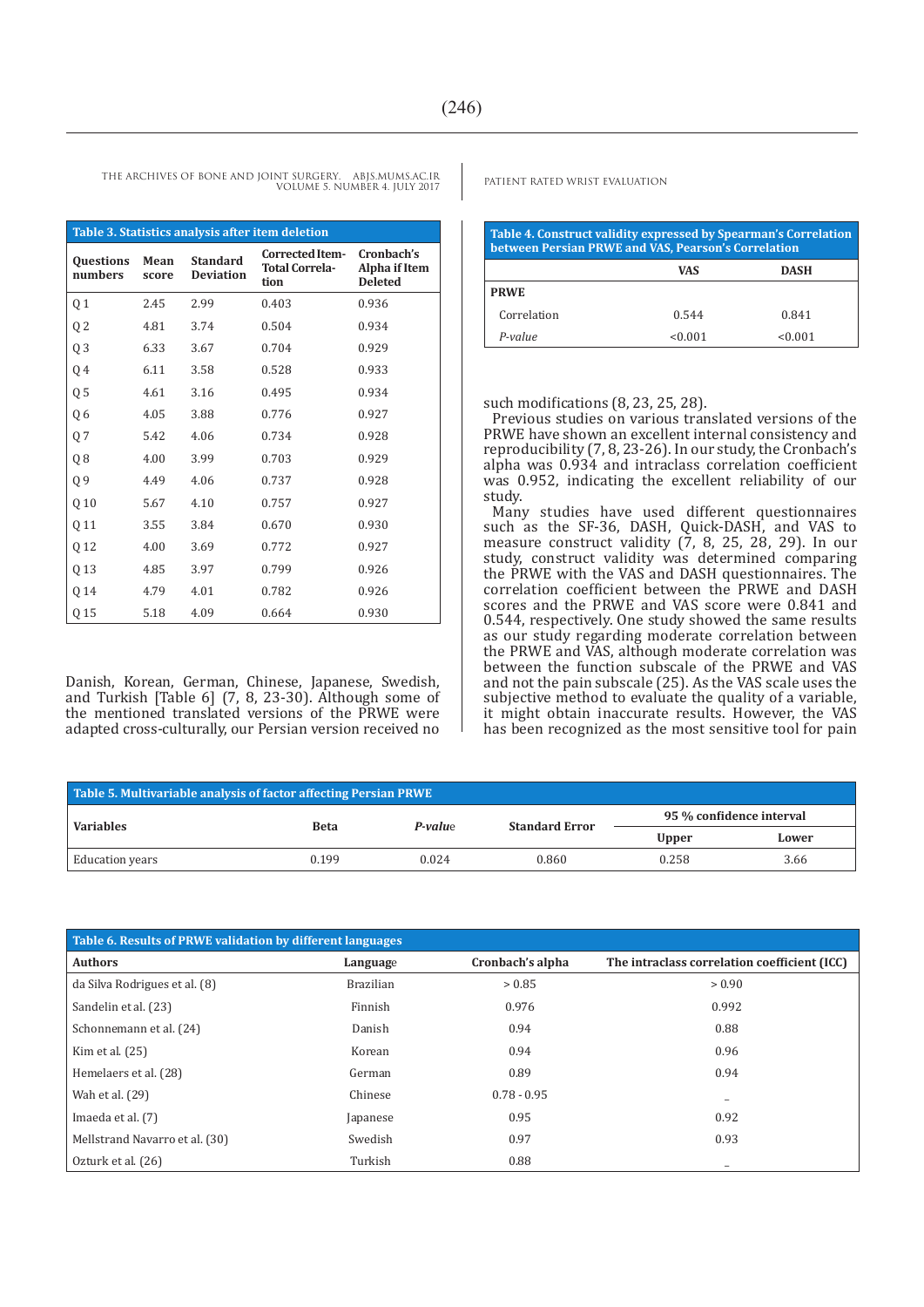**Table 3. Statistics analysis after item deletion**

| Questions numbers | Mean score | Standard Deviation | Corrected Item-Total Correlation | Cronbach's Alpha if Item Deleted |
|---|---|---|---|---|
| Q 1 | 2.45 | 2.99 | 0.403 | 0.936 |
| Q 2 | 4.81 | 3.74 | 0.504 | 0.934 |
| Q 3 | 6.33 | 3.67 | 0.704 | 0.929 |
| Q 4 | 6.11 | 3.58 | 0.528 | 0.933 |
| Q 5 | 4.61 | 3.16 | 0.495 | 0.934 |
| Q 6 | 4.05 | 3.88 | 0.776 | 0.927 |
| Q 7 | 5.42 | 4.06 | 0.734 | 0.928 |
| Q 8 | 4.00 | 3.99 | 0.703 | 0.929 |
| Q 9 | 4.49 | 4.06 | 0.737 | 0.928 |
| Q 10 | 5.67 | 4.10 | 0.757 | 0.927 |
| Q 11 | 3.55 | 3.84 | 0.670 | 0.930 |
| Q 12 | 4.00 | 3.69 | 0.772 | 0.927 |
| Q 13 | 4.85 | 3.97 | 0.799 | 0.926 |
| Q 14 | 4.79 | 4.01 | 0.782 | 0.926 |
| Q 15 | 5.18 | 4.09 | 0.664 | 0.930 |

**Table 4. Construct validity expressed by Spearman's Correlation between Persian PRWE and VAS, Pearson's Correlation**

| | VAS | DASH |
|---|---|---|
| **PRWE** | | |
| Correlation | 0.544 | 0.841 |
| *P-value* | <0.001 | <0.001 |

Danish, Korean, German, Chinese, Japanese, Swedish, and Turkish [Table 6] (7, 8, 23-30). Although some of the mentioned translated versions of the PRWE were adapted cross-culturally, our Persian version received no such modifications (8, 23, 25, 28).

Previous studies on various translated versions of the PRWE have shown an excellent internal consistency and reproducibility (7, 8, 23-26). In our study, the Cronbach's alpha was 0.934 and intraclass correlation coefficient was 0.952, indicating the excellent reliability of our study.

Many studies have used different questionnaires such as the SF-36, DASH, Quick-DASH, and VAS to measure construct validity (7, 8, 25, 28, 29). In our study, construct validity was determined comparing the PRWE with the VAS and DASH questionnaires. The correlation coefficient between the PRWE and DASH scores and the PRWE and VAS score were 0.841 and 0.544, respectively. One study showed the same results as our study regarding moderate correlation between the PRWE and VAS, although moderate correlation was between the function subscale of the PRWE and VAS and not the pain subscale (25). As the VAS scale uses the subjective method to evaluate the quality of a variable, it might obtain inaccurate results. However, the VAS has been recognized as the most sensitive tool for pain

**Table 5. Multivariable analysis of factor affecting Persian PRWE**

| Variables | Beta | *P-value* | Standard Error | 95 % confidence interval | |
|---|---|---|---|---|---|
| | | | | Upper | Lower |
| Education years | 0.199 | 0.024 | 0.860 | 0.258 | 3.66 |

**Table 6. Results of PRWE validation by different languages**

| Authors | Language | Cronbach's alpha | The intraclass correlation coefficient (ICC) |
|---|---|---|---|
| da Silva Rodrigues et al. (8) | Brazilian | > 0.85 | > 0.90 |
| Sandelin et al. (23) | Finnish | 0.976 | 0.992 |
| Schonnemann et al. (24) | Danish | 0.94 | 0.88 |
| Kim et al. (25) | Korean | 0.94 | 0.96 |
| Hemelaers et al. (28) | German | 0.89 | 0.94 |
| Wah et al. (29) | Chinese | 0.78 - 0.95 | _ |
| Imaeda et al. (7) | Japanese | 0.95 | 0.92 |
| Mellstrand Navarro et al. (30) | Swedish | 0.97 | 0.93 |
| Ozturk et al. (26) | Turkish | 0.88 | _ |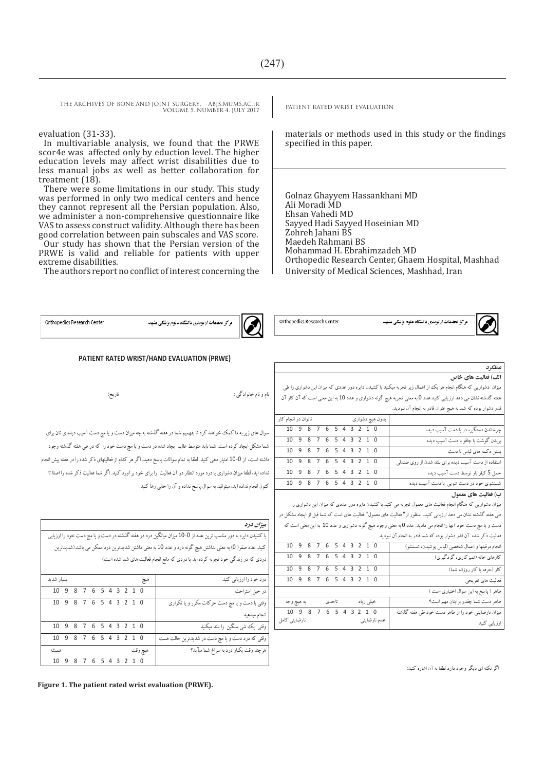evaluation (31-33).

In multivariable analysis, we found that the PRWE scor4e was affected only by eduction level. The higher education levels may affect wrist disabilities due to less manual jobs as well as better collaboration for treatment (18).

There were some limitations in our study. This study was performed in only two medical centers and hence they cannot represent all the Persian population. Also, we administer a non-comprehensive questionnaire like VAS to assess construct validity. Although there has been good correlation between pain subscales and VAS score.

Our study has shown that the Persian version of the PRWE is valid and reliable for patients with upper extreme disabilities.

The authors report no conflict of interest concerning the materials or methods used in this study or the findings specified in this paper.

Golnaz Ghayyem Hassankhani MD
Ali Moradi MD
Ehsan Vahedi MD
Sayyed Hadi Sayyed Hoseinian MD
Zohreh Jahani BS
Maedeh Rahmani BS
Mohammad H. Ebrahimzadeh MD
Orthopedic Research Center, Ghaem Hospital, Mashhad University of Medical Sciences, Mashhad, Iran

---

Orthopedics Research Center — مرکز تحقیقات ارتوپدی دانشگاه علوم پزشکی مشهد

**PATIENT RATED WRIST/HAND EVALUATION (PRWE)**

نام و نام خانوادگی : تاریخ:

سوال های زیر به ما کمک خواهند کرد تا بفهمیم شما در هفته گذشته به چه میزان دست و یا مچ دست آسیب دیده ی تان برای شما مشکل ایجاد کرده است. شما باید متوسط علایم ایجاد شده در دست و یا مچ دست خود را که در طی هفته گذشته وجود داشته است، از 0-10 امتیاز دهی کنید. لطفا به تمام سوالات پاسخ دهید. اگر هر کدام از فعالیتهای ذکر شده را در هفته پیش انجام نداده اید، لطفا میزان دشواری یا درد مورد انتظار در آن فعالیت را برای خود برآورد کنید. اگر شما فعالیت ذکر شده را اصلا تا کنون انجام نداده اید، میتوانید به سوال پاسخ نداده و آن را خالی رها کنید.

**میزان درد**

با کشیدن دایره به دور مناسب ترین عدد از 0-10 میزان میانگین درد در هفته گذشته در دست و یا مچ دست خود را ارزیابی کنید. عدد صفر( 0) به معنی نداشتن هیچ گونه درد و عدد 10 به معنی داشتن شدیدترین درد ممکن می باشد.(شدیدترین دردی که در زندگی خود تجربه کرده اید یا دردی که مانع انجام فعالیت های شما شده است)

| درد خود را ارزیابی کنید | هیچ ... بسیار شدید |
|---|---|
| در حین استراحت | 10 9 8 7 6 5 4 3 2 1 0 |
| وقتی با دست و یا مچ دست حرکات مکرر و یا تکراری انجام میدهید | 10 9 8 7 6 5 4 3 2 1 0 |
| وقتی یک شی سنگین را بلند میکنید | 10 9 8 7 6 5 4 3 2 1 0 |
| وقتی که درد دست و یا مچ دست در شدیدترین حالت هست | 10 9 8 7 6 5 4 3 2 1 0 |
| هرچند وقت یکبار درد به سراغ شما میآید؟ | هیچ وقت ... همیشه 10 9 8 7 6 5 4 3 2 1 0 |

---

Orthopedics Research Center — مرکز تحقیقات ارتوپدی دانشگاه علوم پزشکی مشهد

***عملکرد***

**الف) فعالیت های خاص**

میزان دشواریی که هنگام انجام هر یک از اعمال زیر تجربه میکنید با کشیدن دایره دور عددی که میزان این دشواری را طی هفته گذشته نشان می دهد ارزیابی کنید.عدد 0 به معنی تجربه هیچ گونه دشواری و عدد 10 به این معنی است که آن کار آن قدر دشوار بوده که شما به هیچ عنوان قادر به انجام آن نبودید.

| | بدون هیچ دشواری ... ناتوان در انجام کار |
|---|---|
| چرخاندن دستگیره در با دست آسیب دیده | 10 9 8 7 6 5 4 3 2 1 0 |
| بریدن گوشت با چاقو با دست آسیب دیده | 10 9 8 7 6 5 4 3 2 1 0 |
| بستن دکمه های لباس با دست | 10 9 8 7 6 5 4 3 2 1 0 |
| استفاده از دست آسیب دیده برای بلند شدن از روی صندلی | 10 9 8 7 6 5 4 3 2 1 0 |
| حمل 5 کیلو بار توسط دست آسیب دیده | 10 9 8 7 6 5 4 3 2 1 0 |
| شستشوی خود در دست شویی با دست آسیب دیده | 10 9 8 7 6 5 4 3 2 1 0 |

**ب) فعالیت های معمول**

میزان دشواریی که هنگام انجام فعالیت های معمول تجربه می کنید با کشیدن دایره دور عددی که میزان این دشواری را طی هفته گذشته نشان می دهد ارزیابی کنید. منظور از" فعالیت های معمول" فعالیت های است که شما قبل از ایجاد مشکل در دست و یا مچ دست خود آنها را انجام می دادید. عدد 0 به معنی وجود هیچ گونه دشواری و عدد 10 به این معنی است که فعالیت ذکر شده آن قدر دشوار بوده که شما قادر به انجام آن نبودید.

| | |
|---|---|
| انجام مراقبتها و اعمال شخصی (لباس پوشیدن، شستشو) | 10 9 8 7 6 5 4 3 2 1 0 |
| کارهای خانه (تمیزکاری، گردگیری) | 10 9 8 7 6 5 4 3 2 1 0 |
| کار (حرفه یا کار روزانه شما) | 10 9 8 7 6 5 4 3 2 1 0 |
| فعالیت های تفریحی | 10 9 8 7 6 5 4 3 2 1 0 |
| ظاهر ( پاسخ به این سوال اختیاری است ) | |
| ظاهر دست شما چقدر برایتان مهم است؟ | به هیچ وجه ... تاحدی ... خیلی زیاد |
| میزان نارضایتی خود را از ظاهر دست خود طی هفته گذشته ارزیابی کنید | عدم نارضایتی ... نارضایتی کامل 10 9 8 7 6 5 4 3 2 1 0 |

اگر نکته ای دیگر وجود دارد لطفا به آن اشاره کنید:

**Figure 1. The patient rated wrist evaluation (PRWE).**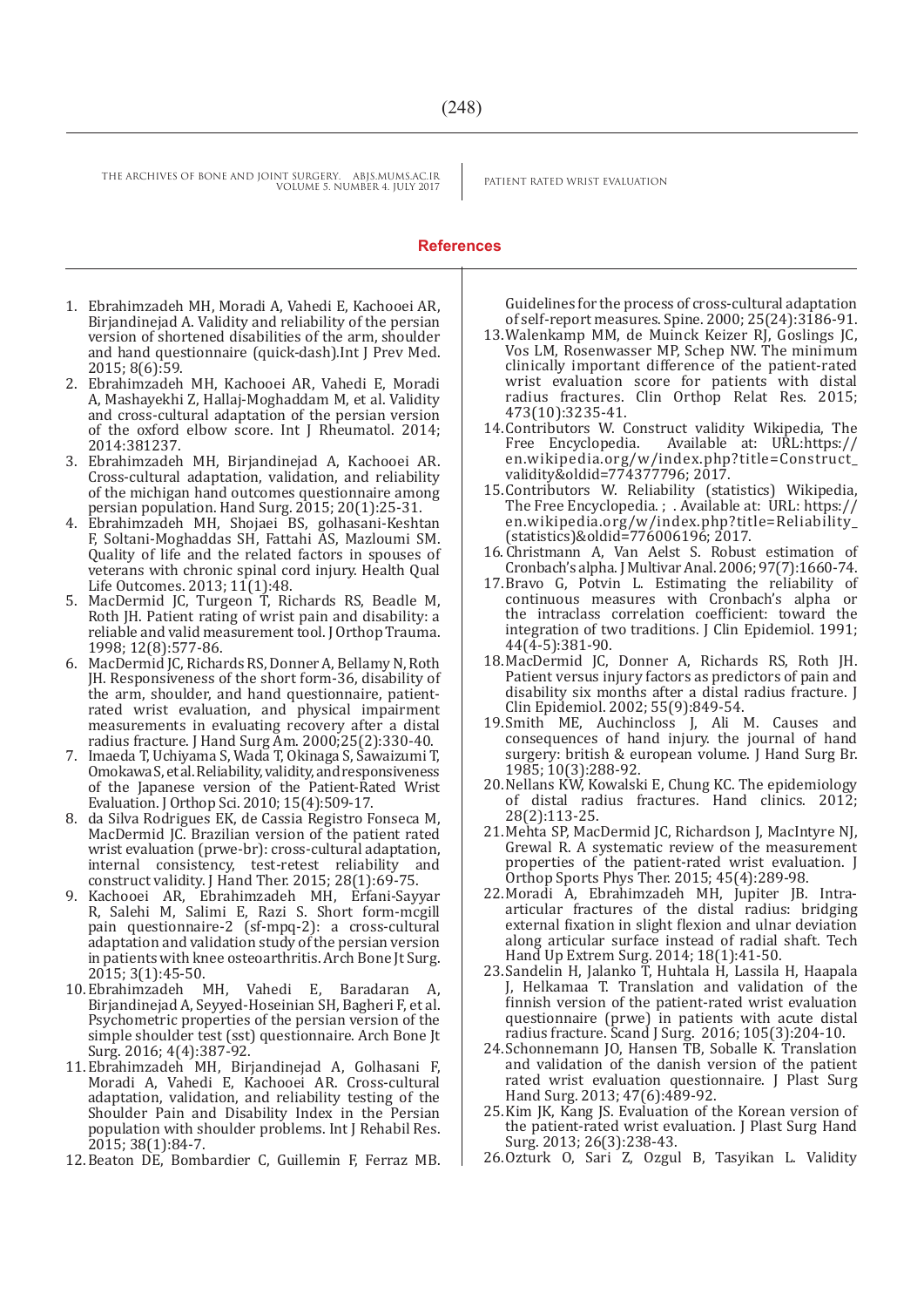## References

1. Ebrahimzadeh MH, Moradi A, Vahedi E, Kachooei AR, Birjandinejad A. Validity and reliability of the persian version of shortened disabilities of the arm, shoulder and hand questionnaire (quick-dash).Int J Prev Med. 2015; 8(6):59.
2. Ebrahimzadeh MH, Kachooei AR, Vahedi E, Moradi A, Mashayekhi Z, Hallaj-Moghaddam M, et al. Validity and cross-cultural adaptation of the persian version of the oxford elbow score. Int J Rheumatol. 2014; 2014:381237.
3. Ebrahimzadeh MH, Birjandinejad A, Kachooei AR. Cross-cultural adaptation, validation, and reliability of the michigan hand outcomes questionnaire among persian population. Hand Surg. 2015; 20(1):25-31.
4. Ebrahimzadeh MH, Shojaei BS, golhasani-Keshtan F, Soltani-Moghaddas SH, Fattahi AS, Mazloumi SM. Quality of life and the related factors in spouses of veterans with chronic spinal cord injury. Health Qual Life Outcomes. 2013; 11(1):48.
5. MacDermid JC, Turgeon T, Richards RS, Beadle M, Roth JH. Patient rating of wrist pain and disability: a reliable and valid measurement tool. J Orthop Trauma. 1998; 12(8):577-86.
6. MacDermid JC, Richards RS, Donner A, Bellamy N, Roth JH. Responsiveness of the short form-36, disability of the arm, shoulder, and hand questionnaire, patient-rated wrist evaluation, and physical impairment measurements in evaluating recovery after a distal radius fracture. J Hand Surg Am. 2000;25(2):330-40.
7. Imaeda T, Uchiyama S, Wada T, Okinaga S, Sawaizumi T, Omokawa S, et al. Reliability, validity, and responsiveness of the Japanese version of the Patient-Rated Wrist Evaluation. J Orthop Sci. 2010; 15(4):509-17.
8. da Silva Rodrigues EK, de Cassia Registro Fonseca M, MacDermid JC. Brazilian version of the patient rated wrist evaluation (prwe-br): cross-cultural adaptation, internal consistency, test-retest reliability and construct validity. J Hand Ther. 2015; 28(1):69-75.
9. Kachooei AR, Ebrahimzadeh MH, Erfani-Sayyar R, Salehi M, Salimi E, Razi S. Short form-mcgill pain questionnaire-2 (sf-mpq-2): a cross-cultural adaptation and validation study of the persian version in patients with knee osteoarthritis. Arch Bone Jt Surg. 2015; 3(1):45-50.
10. Ebrahimzadeh MH, Vahedi E, Baradaran A, Birjandinejad A, Seyyed-Hoseinian SH, Bagheri F, et al. Psychometric properties of the persian version of the simple shoulder test (sst) questionnaire. Arch Bone Jt Surg. 2016; 4(4):387-92.
11. Ebrahimzadeh MH, Birjandinejad A, Golhasani F, Moradi A, Vahedi E, Kachooei AR. Cross-cultural adaptation, validation, and reliability testing of the Shoulder Pain and Disability Index in the Persian population with shoulder problems. Int J Rehabil Res. 2015; 38(1):84-7.
12. Beaton DE, Bombardier C, Guillemin F, Ferraz MB. Guidelines for the process of cross-cultural adaptation of self-report measures. Spine. 2000; 25(24):3186-91.
13. Walenkamp MM, de Muinck Keizer RJ, Goslings JC, Vos LM, Rosenwasser MP, Schep NW. The minimum clinically important difference of the patient-rated wrist evaluation score for patients with distal radius fractures. Clin Orthop Relat Res. 2015; 473(10):3235-41.
14. Contributors W. Construct validity Wikipedia, The Free Encyclopedia. Available at: URL:https://en.wikipedia.org/w/index.php?title=Construct_validity&oldid=774377796; 2017.
15. Contributors W. Reliability (statistics) Wikipedia, The Free Encyclopedia. ; . Available at: URL: https://en.wikipedia.org/w/index.php?title=Reliability_(statistics)&oldid=776006196; 2017.
16. Christmann A, Van Aelst S. Robust estimation of Cronbach's alpha. J Multivar Anal. 2006; 97(7):1660-74.
17. Bravo G, Potvin L. Estimating the reliability of continuous measures with Cronbach's alpha or the intraclass correlation coefficient: toward the integration of two traditions. J Clin Epidemiol. 1991; 44(4-5):381-90.
18. MacDermid JC, Donner A, Richards RS, Roth JH. Patient versus injury factors as predictors of pain and disability six months after a distal radius fracture. J Clin Epidemiol. 2002; 55(9):849-54.
19. Smith ME, Auchincloss J, Ali M. Causes and consequences of hand injury. the journal of hand surgery: british & european volume. J Hand Surg Br. 1985; 10(3):288-92.
20. Nellans KW, Kowalski E, Chung KC. The epidemiology of distal radius fractures. Hand clinics. 2012; 28(2):113-25.
21. Mehta SP, MacDermid JC, Richardson J, MacIntyre NJ, Grewal R. A systematic review of the measurement properties of the patient-rated wrist evaluation. J Orthop Sports Phys Ther. 2015; 45(4):289-98.
22. Moradi A, Ebrahimzadeh MH, Jupiter JB. Intra-articular fractures of the distal radius: bridging external fixation in slight flexion and ulnar deviation along articular surface instead of radial shaft. Tech Hand Up Extrem Surg. 2014; 18(1):41-50.
23. Sandelin H, Jalanko T, Huhtala H, Lassila H, Haapala J, Helkamaa T. Translation and validation of the finnish version of the patient-rated wrist evaluation questionnaire (prwe) in patients with acute distal radius fracture. Scand J Surg. 2016; 105(3):204-10.
24. Schonnemann JO, Hansen TB, Soballe K. Translation and validation of the danish version of the patient rated wrist evaluation questionnaire. J Plast Surg Hand Surg. 2013; 47(6):489-92.
25. Kim JK, Kang JS. Evaluation of the Korean version of the patient-rated wrist evaluation. J Plast Surg Hand Surg. 2013; 26(3):238-43.
26. Ozturk O, Sari Z, Ozgul B, Tasyikan L. Validity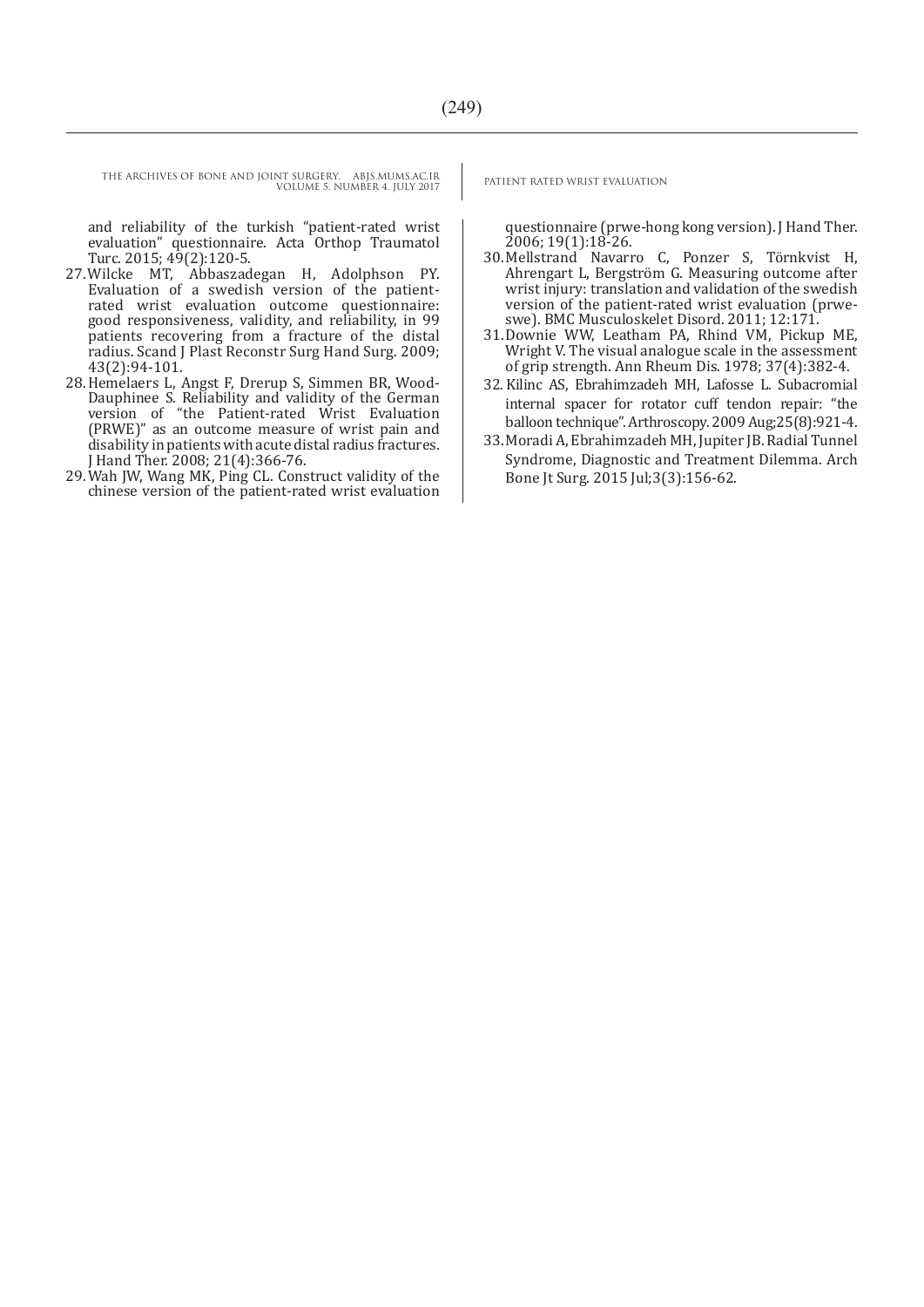and reliability of the turkish "patient-rated wrist evaluation" questionnaire. Acta Orthop Traumatol Turc. 2015; 49(2):120-5.

27. Wilcke MT, Abbaszadegan H, Adolphson PY. Evaluation of a swedish version of the patient-rated wrist evaluation outcome questionnaire: good responsiveness, validity, and reliability, in 99 patients recovering from a fracture of the distal radius. Scand J Plast Reconstr Surg Hand Surg. 2009; 43(2):94-101.
28. Hemelaers L, Angst F, Drerup S, Simmen BR, Wood-Dauphinee S. Reliability and validity of the German version of "the Patient-rated Wrist Evaluation (PRWE)" as an outcome measure of wrist pain and disability in patients with acute distal radius fractures. J Hand Ther. 2008; 21(4):366-76.
29. Wah JW, Wang MK, Ping CL. Construct validity of the chinese version of the patient-rated wrist evaluation questionnaire (prwe-hong kong version). J Hand Ther. 2006; 19(1):18-26.
30. Mellstrand Navarro C, Ponzer S, Törnkvist H, Ahrengart L, Bergström G. Measuring outcome after wrist injury: translation and validation of the swedish version of the patient-rated wrist evaluation (prwe-swe). BMC Musculoskelet Disord. 2011; 12:171.
31. Downie WW, Leatham PA, Rhind VM, Pickup ME, Wright V. The visual analogue scale in the assessment of grip strength. Ann Rheum Dis. 1978; 37(4):382-4.
32. Kilinc AS, Ebrahimzadeh MH, Lafosse L. Subacromial internal spacer for rotator cuff tendon repair: "the balloon technique". Arthroscopy. 2009 Aug;25(8):921-4.
33. Moradi A, Ebrahimzadeh MH, Jupiter JB. Radial Tunnel Syndrome, Diagnostic and Treatment Dilemma. Arch Bone Jt Surg. 2015 Jul;3(3):156-62.